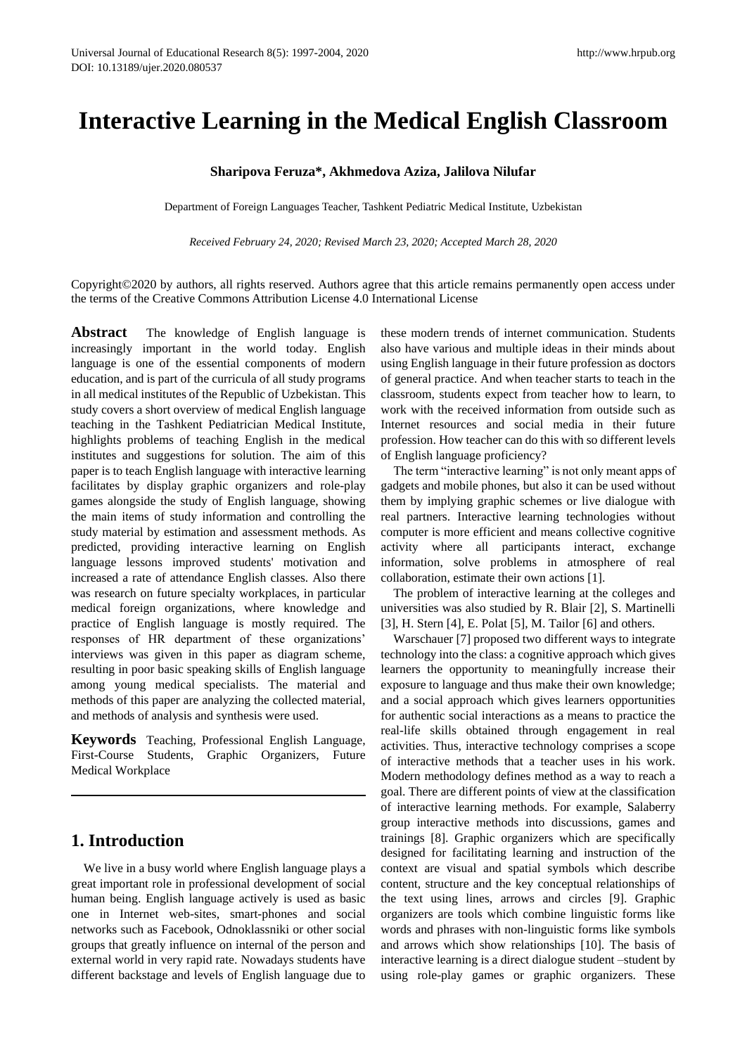# Interactive Learning in the Medical English Classroom

**Sharipova Feruza\*, Akhmedova Aziza, Jalilova Nilufar**

Department of Foreign Languages Teacher, Tashkent Pediatric Medical Institute, Uzbekistan

*Received February 24, 2020; Revised March 23, 2020; Accepted March 28, 2020*

Copyright©2020 by authors, all rights reserved. Authors agree that this article remains permanently open access under the terms of the Creative Commons Attribution License 4.0 International License

**Abstract** The knowledge of English language is increasingly important in the world today. English language is one of the essential components of modern education, and is part of the curricula of all study programs in all medical institutes of the Republic of Uzbekistan. This study covers a short overview of medical English language teaching in the Tashkent Pediatrician Medical Institute, highlights problems of teaching English in the medical institutes and suggestions for solution. The aim of this paper is to teach English language with interactive learning facilitates by display graphic organizers and role-play games alongside the study of English language, showing the main items of study information and controlling the study material by estimation and assessment methods. As predicted, providing interactive learning on English language lessons improved students' motivation and increased a rate of attendance English classes. Also there was research on future specialty workplaces, in particular medical foreign organizations, where knowledge and practice of English language is mostly required. The responses of HR department of these organizations' interviews was given in this paper as diagram scheme, resulting in poor basic speaking skills of English language among young medical specialists. The material and methods of this paper are analyzing the collected material, and methods of analysis and synthesis were used.

**Keywords** Teaching, Professional English Language, First-Course Students, Graphic Organizers, Future Medical Workplace

## 1. Introduction

We live in a busy world where English language plays a great important role in professional development of social human being. English language actively is used as basic one in Internet web-sites, smart-phones and social networks such as Facebook, Odnoklassniki or other social groups that greatly influence on internal of the person and external world in very rapid rate. Nowadays students have different backstage and levels of English language due to these modern trends of internet communication. Students also have various and multiple ideas in their minds about using English language in their future profession as doctors of general practice. And when teacher starts to teach in the classroom, students expect from teacher how to learn, to work with the received information from outside such as Internet resources and social media in their future profession. How teacher can do this with so different levels of English language proficiency?

The term "interactive learning" is not only meant apps of gadgets and mobile phones, but also it can be used without them by implying graphic schemes or live dialogue with real partners. Interactive learning technologies without computer is more efficient and means collective cognitive activity where all participants interact, exchange information, solve problems in atmosphere of real collaboration, estimate their own actions [1].

The problem of interactive learning at the colleges and universities was also studied by R. Blair [2], S. Martinelli [3], H. Stern [4], E. Polat [5], M. Tailor [6] and others.

Warschauer [7] proposed two different ways to integrate technology into the class: a cognitive approach which gives learners the opportunity to meaningfully increase their exposure to language and thus make their own knowledge; and a social approach which gives learners opportunities for authentic social interactions as a means to practice the real-life skills obtained through engagement in real activities. Thus, interactive technology comprises a scope of interactive methods that a teacher uses in his work. Modern methodology defines method as a way to reach a goal. There are different points of view at the classification of interactive learning methods. For example, Salaberry group interactive methods into discussions, games and trainings [8]. Graphic organizers which are specifically designed for facilitating learning and instruction of the context are visual and spatial symbols which describe content, structure and the key conceptual relationships of the text using lines, arrows and circles [9]. Graphic organizers are tools which combine linguistic forms like words and phrases with non-linguistic forms like symbols and arrows which show relationships [10]. The basis of interactive learning is a direct dialogue student –student by using role-play games or graphic organizers. These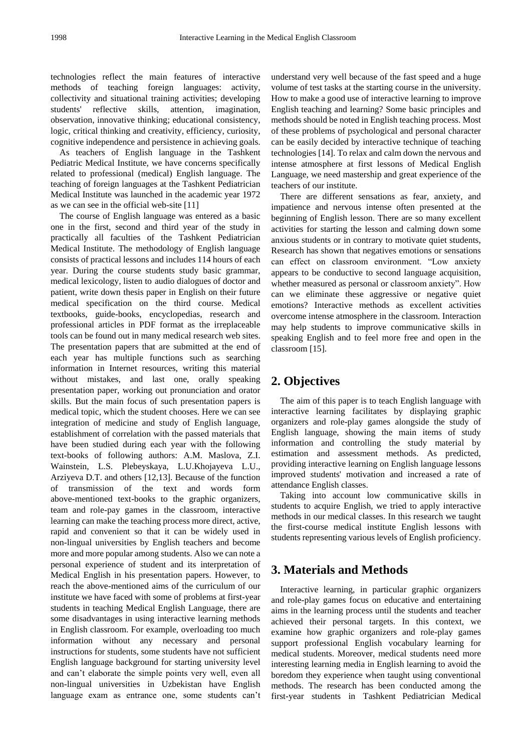technologies reflect the main features of interactive methods of teaching foreign languages: activity, collectivity and situational training activities; developing students' reflective skills, attention, imagination, observation, innovative thinking; educational consistency, logic, critical thinking and creativity, efficiency, curiosity, cognitive independence and persistence in achieving goals.

As teachers of English language in the Tashkent Pediatric Medical Institute, we have concerns specifically related to professional (medical) English language. The teaching of foreign languages at the Tashkent Pediatrician Medical Institute was launched in the academic year 1972 as we can see in the official web-site [11]

The course of English language was entered as a basic one in the first, second and third year of the study in practically all faculties of the Tashkent Pediatrician Medical Institute. The methodology of English language consists of practical lessons and includes 114 hours of each year. During the course students study basic grammar, medical lexicology, listen to audio dialogues of doctor and patient, write down thesis paper in English on their future medical specification on the third course. Medical textbooks, guide-books, encyclopedias, research and professional articles in PDF format as the irreplaceable tools can be found out in many medical research web sites. The presentation papers that are submitted at the end of each year has multiple functions such as searching information in Internet resources, writing this material without mistakes, and last one, orally speaking presentation paper, working out pronunciation and orator skills. But the main focus of such presentation papers is medical topic, which the student chooses. Here we can see integration of medicine and study of English language, establishment of correlation with the passed materials that have been studied during each year with the following text-books of following authors: A.M. Maslova, Z.I. Wainstein, L.S. Plebeyskaya, L.U.Khojayeva L.U., Arziyeva D.T. and others [12,13]. Because of the function of transmission of the text and words form above-mentioned text-books to the graphic organizers, team and role-pay games in the classroom, interactive learning can make the teaching process more direct, active, rapid and convenient so that it can be widely used in non-lingual universities by English teachers and become more and more popular among students. Also we can note a personal experience of student and its interpretation of Medical English in his presentation papers. However, to reach the above-mentioned aims of the curriculum of our institute we have faced with some of problems at first-year students in teaching Medical English Language, there are some disadvantages in using interactive learning methods in English classroom. For example, overloading too much information without any necessary and personal instructions for students, some students have not sufficient English language background for starting university level and can't elaborate the simple points very well, even all non-lingual universities in Uzbekistan have English language exam as entrance one, some students can't understand very well because of the fast speed and a huge volume of test tasks at the starting course in the university. How to make a good use of interactive learning to improve English teaching and learning? Some basic principles and methods should be noted in English teaching process. Most of these problems of psychological and personal character can be easily decided by interactive technique of teaching technologies [14]. To relax and calm down the nervous and intense atmosphere at first lessons of Medical English Language, we need mastership and great experience of the teachers of our institute.

There are different sensations as fear, anxiety, and impatience and nervous intense often presented at the beginning of English lesson. There are so many excellent activities for starting the lesson and calming down some anxious students or in contrary to motivate quiet students, Research has shown that negatives emotions or sensations can effect on classroom environment. "Low anxiety appears to be conductive to second language acquisition, whether measured as personal or classroom anxiety". How can we eliminate these aggressive or negative quiet emotions? Interactive methods as excellent activities overcome intense atmosphere in the classroom. Interaction may help students to improve communicative skills in speaking English and to feel more free and open in the classroom [15].

## 2. Objectives

The aim of this paper is to teach English language with interactive learning facilitates by displaying graphic organizers and role-play games alongside the study of English language, showing the main items of study information and controlling the study material by estimation and assessment methods. As predicted, providing interactive learning on English language lessons improved students' motivation and increased a rate of attendance English classes.

Taking into account low communicative skills in students to acquire English, we tried to apply interactive methods in our medical classes. In this research we taught the first-course medical institute English lessons with students representing various levels of English proficiency.

## 3. Materials and Methods

Interactive learning, in particular graphic organizers and role-play games focus on educative and entertaining aims in the learning process until the students and teacher achieved their personal targets. In this context, we examine how graphic organizers and role-play games support professional English vocabulary learning for medical students. Moreover, medical students need more interesting learning media in English learning to avoid the boredom they experience when taught using conventional methods. The research has been conducted among the first-year students in Tashkent Pediatrician Medical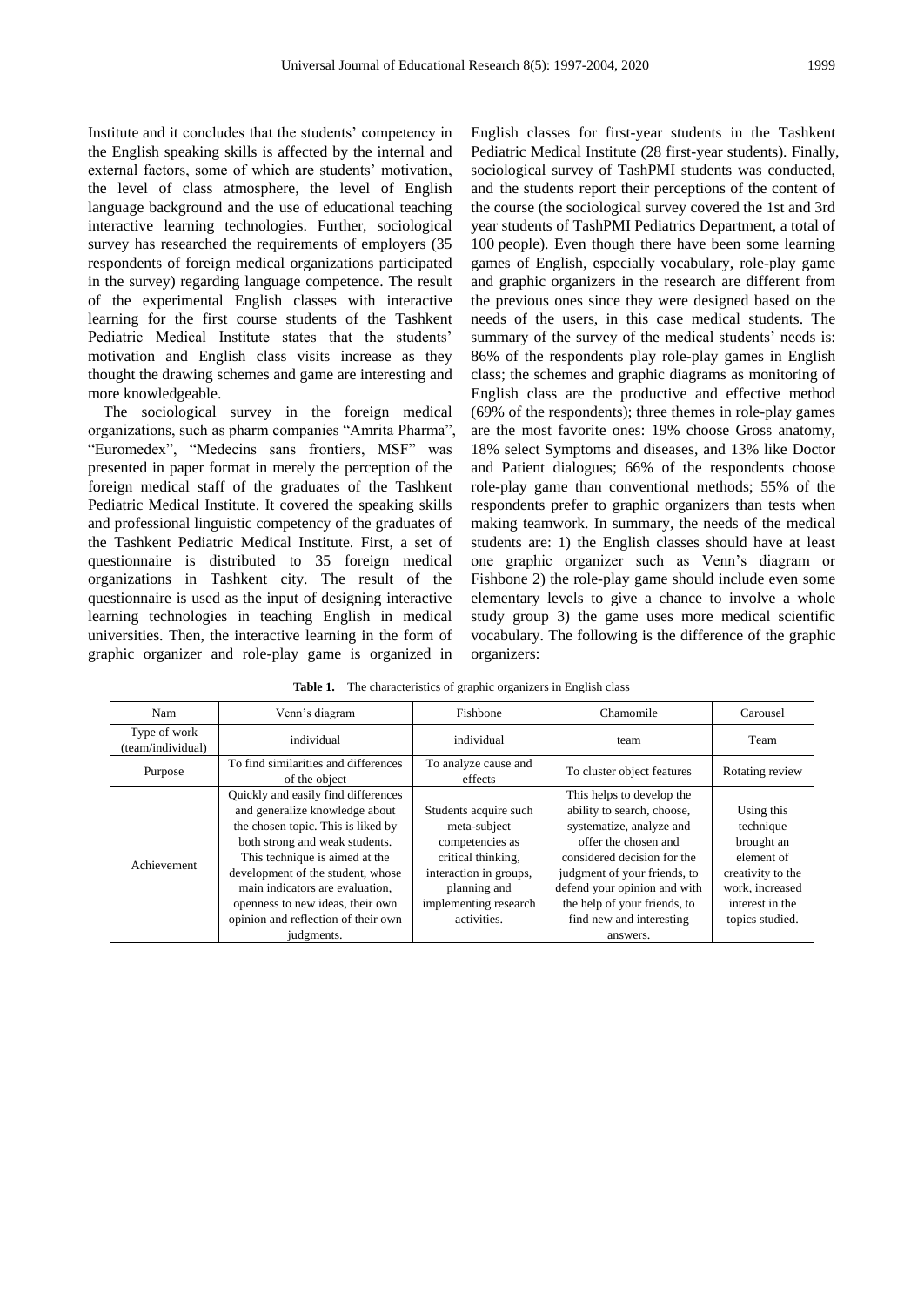Institute and it concludes that the students' competency in the English speaking skills is affected by the internal and external factors, some of which are students' motivation, the level of class atmosphere, the level of English language background and the use of educational teaching interactive learning technologies. Further, sociological survey has researched the requirements of employers (35 respondents of foreign medical organizations participated in the survey) regarding language competence. The result of the experimental English classes with interactive learning for the first course students of the Tashkent Pediatric Medical Institute states that the students' motivation and English class visits increase as they thought the drawing schemes and game are interesting and more knowledgeable.

The sociological survey in the foreign medical organizations, such as pharm companies "Amrita Pharma", "Euromedex", "Medecins sans frontiers, MSF" was presented in paper format in merely the perception of the foreign medical staff of the graduates of the Tashkent Pediatric Medical Institute. It covered the speaking skills and professional linguistic competency of the graduates of the Tashkent Pediatric Medical Institute. First, a set of questionnaire is distributed to 35 foreign medical organizations in Tashkent city. The result of the questionnaire is used as the input of designing interactive learning technologies in teaching English in medical universities. Then, the interactive learning in the form of graphic organizer and role-play game is organized in English classes for first-year students in the Tashkent Pediatric Medical Institute (28 first-year students). Finally, sociological survey of TashPMI students was conducted, and the students report their perceptions of the content of the course (the sociological survey covered the 1st and 3rd year students of TashPMI Pediatrics Department, a total of 100 people). Even though there have been some learning games of English, especially vocabulary, role-play game and graphic organizers in the research are different from the previous ones since they were designed based on the needs of the users, in this case medical students. The summary of the survey of the medical students' needs is: 86% of the respondents play role-play games in English class; the schemes and graphic diagrams as monitoring of English class are the productive and effective method (69% of the respondents); three themes in role-play games are the most favorite ones: 19% choose Gross anatomy, 18% select Symptoms and diseases, and 13% like Doctor and Patient dialogues; 66% of the respondents choose role-play game than conventional methods; 55% of the respondents prefer to graphic organizers than tests when making teamwork. In summary, the needs of the medical students are: 1) the English classes should have at least one graphic organizer such as Venn's diagram or Fishbone 2) the role-play game should include even some elementary levels to give a chance to involve a whole study group 3) the game uses more medical scientific vocabulary. The following is the difference of the graphic organizers:

**Table 1.** The characteristics of graphic organizers in English class

| Nam | Venn's diagram | Fishbone | Chamomile | Carousel |
|---|---|---|---|---|
| Type of work (team/individual) | individual | individual | team | Team |
| Purpose | To find similarities and differences of the object | To analyze cause and effects | To cluster object features | Rotating review |
| Achievement | Quickly and easily find differences and generalize knowledge about the chosen topic. This is liked by both strong and weak students. This technique is aimed at the development of the student, whose main indicators are evaluation, openness to new ideas, their own opinion and reflection of their own judgments. | Students acquire such meta-subject competencies as critical thinking, interaction in groups, planning and implementing research activities. | This helps to develop the ability to search, choose, systematize, analyze and offer the chosen and considered decision for the judgment of your friends, to defend your opinion and with the help of your friends, to find new and interesting answers. | Using this technique brought an element of creativity to the work, increased interest in the topics studied. |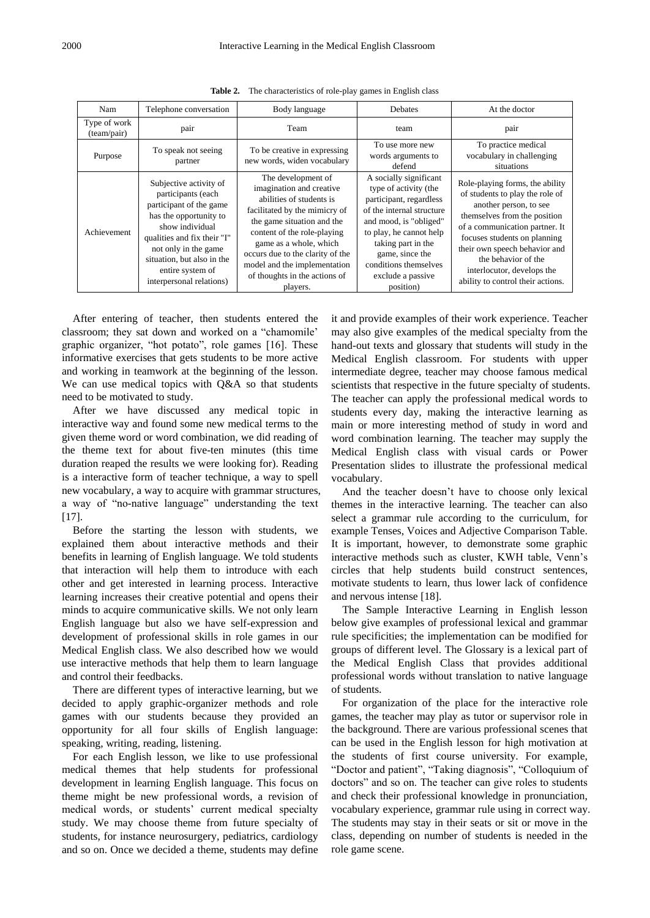**Table 2.** The characteristics of role-play games in English class

| Nam | Telephone conversation | Body language | Debates | At the doctor |
|---|---|---|---|---|
| Type of work (team/pair) | pair | Team | team | pair |
| Purpose | To speak not seeing partner | To be creative in expressing new words, widen vocabulary | To use more new words arguments to defend | To practice medical vocabulary in challenging situations |
| Achievement | Subjective activity of participants (each participant of the game has the opportunity to show individual qualities and fix their "I" not only in the game situation, but also in the entire system of interpersonal relations) | The development of imagination and creative abilities of students is facilitated by the mimicry of the game situation and the content of the role-playing game as a whole, which occurs due to the clarity of the model and the implementation of thoughts in the actions of players. | A socially significant type of activity (the participant, regardless of the internal structure and mood, is "obliged" to play, he cannot help taking part in the game, since the conditions themselves exclude a passive position) | Role-playing forms, the ability of students to play the role of another person, to see themselves from the position of a communication partner. It focuses students on planning their own speech behavior and the behavior of the interlocutor, develops the ability to control their actions. |

After entering of teacher, then students entered the classroom; they sat down and worked on a "chamomile' graphic organizer, "hot potato", role games [16]. These informative exercises that gets students to be more active and working in teamwork at the beginning of the lesson. We can use medical topics with Q&A so that students need to be motivated to study.

After we have discussed any medical topic in interactive way and found some new medical terms to the given theme word or word combination, we did reading of the theme text for about five-ten minutes (this time duration reaped the results we were looking for). Reading is a interactive form of teacher technique, a way to spell new vocabulary, a way to acquire with grammar structures, a way of "no-native language" understanding the text [17].

Before the starting the lesson with students, we explained them about interactive methods and their benefits in learning of English language. We told students that interaction will help them to introduce with each other and get interested in learning process. Interactive learning increases their creative potential and opens their minds to acquire communicative skills. We not only learn English language but also we have self-expression and development of professional skills in role games in our Medical English class. We also described how we would use interactive methods that help them to learn language and control their feedbacks.

There are different types of interactive learning, but we decided to apply graphic-organizer methods and role games with our students because they provided an opportunity for all four skills of English language: speaking, writing, reading, listening.

For each English lesson, we like to use professional medical themes that help students for professional development in learning English language. This focus on theme might be new professional words, a revision of medical words, or students' current medical specialty study. We may choose theme from future specialty of students, for instance neurosurgery, pediatrics, cardiology and so on. Once we decided a theme, students may define it and provide examples of their work experience. Teacher may also give examples of the medical specialty from the hand-out texts and glossary that students will study in the Medical English classroom. For students with upper intermediate degree, teacher may choose famous medical scientists that respective in the future specialty of students. The teacher can apply the professional medical words to students every day, making the interactive learning as main or more interesting method of study in word and word combination learning. The teacher may supply the Medical English class with visual cards or Power Presentation slides to illustrate the professional medical vocabulary.

And the teacher doesn't have to choose only lexical themes in the interactive learning. The teacher can also select a grammar rule according to the curriculum, for example Tenses, Voices and Adjective Comparison Table. It is important, however, to demonstrate some graphic interactive methods such as cluster, KWH table, Venn's circles that help students build construct sentences, motivate students to learn, thus lower lack of confidence and nervous intense [18].

The Sample Interactive Learning in English lesson below give examples of professional lexical and grammar rule specificities; the implementation can be modified for groups of different level. The Glossary is a lexical part of the Medical English Class that provides additional professional words without translation to native language of students.

For organization of the place for the interactive role games, the teacher may play as tutor or supervisor role in the background. There are various professional scenes that can be used in the English lesson for high motivation at the students of first course university. For example, "Doctor and patient", "Taking diagnosis", "Colloquium of doctors" and so on. The teacher can give roles to students and check their professional knowledge in pronunciation, vocabulary experience, grammar rule using in correct way. The students may stay in their seats or sit or move in the class, depending on number of students is needed in the role game scene.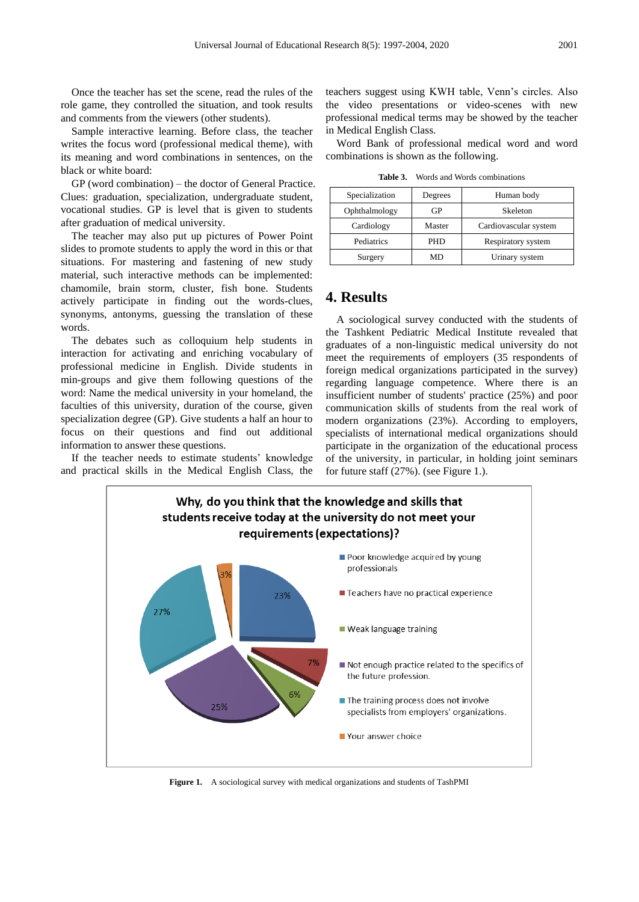Once the teacher has set the scene, read the rules of the role game, they controlled the situation, and took results and comments from the viewers (other students).

Sample interactive learning. Before class, the teacher writes the focus word (professional medical theme), with its meaning and word combinations in sentences, on the black or white board:

GP (word combination) – the doctor of General Practice. Clues: graduation, specialization, undergraduate student, vocational studies. GP is level that is given to students after graduation of medical university.

The teacher may also put up pictures of Power Point slides to promote students to apply the word in this or that situations. For mastering and fastening of new study material, such interactive methods can be implemented: chamomile, brain storm, cluster, fish bone. Students actively participate in finding out the words-clues, synonyms, antonyms, guessing the translation of these words.

The debates such as colloquium help students in interaction for activating and enriching vocabulary of professional medicine in English. Divide students in min-groups and give them following questions of the word: Name the medical university in your homeland, the faculties of this university, duration of the course, given specialization degree (GP). Give students a half an hour to focus on their questions and find out additional information to answer these questions.

If the teacher needs to estimate students' knowledge and practical skills in the Medical English Class, the teachers suggest using KWH table, Venn's circles. Also the video presentations or video-scenes with new professional medical terms may be showed by the teacher in Medical English Class.

Word Bank of professional medical word and word combinations is shown as the following.

**Table 3.** Words and Words combinations

| Specialization | Degrees | Human body |
|---|---|---|
| Ophthalmology | GP | Skeleton |
| Cardiology | Master | Cardiovascular system |
| Pediatrics | PHD | Respiratory system |
| Surgery | MD | Urinary system |

## 4. Results

A sociological survey conducted with the students of the Tashkent Pediatric Medical Institute revealed that graduates of a non-linguistic medical university do not meet the requirements of employers (35 respondents of foreign medical organizations participated in the survey) regarding language competence. Where there is an insufficient number of students' practice (25%) and poor communication skills of students from the real work of modern organizations (23%). According to employers, specialists of international medical organizations should participate in the organization of the educational process of the university, in particular, in holding joint seminars for future staff (27%). (see Figure 1.).

**Why, do you think that the knowledge and skills that students receive today at the university do not meet your requirements (expectations)?**

- Poor knowledge acquired by young professionals: 23%
- Teachers have no practical experience: 7%
- Weak language training: 6%
- Not enough practice related to the specifics of the future profession.: 25%
- The training process does not involve specialists from employers' organizations.: 27%
- Your answer choice: 3%

**Figure 1.** A sociological survey with medical organizations and students of TashPMI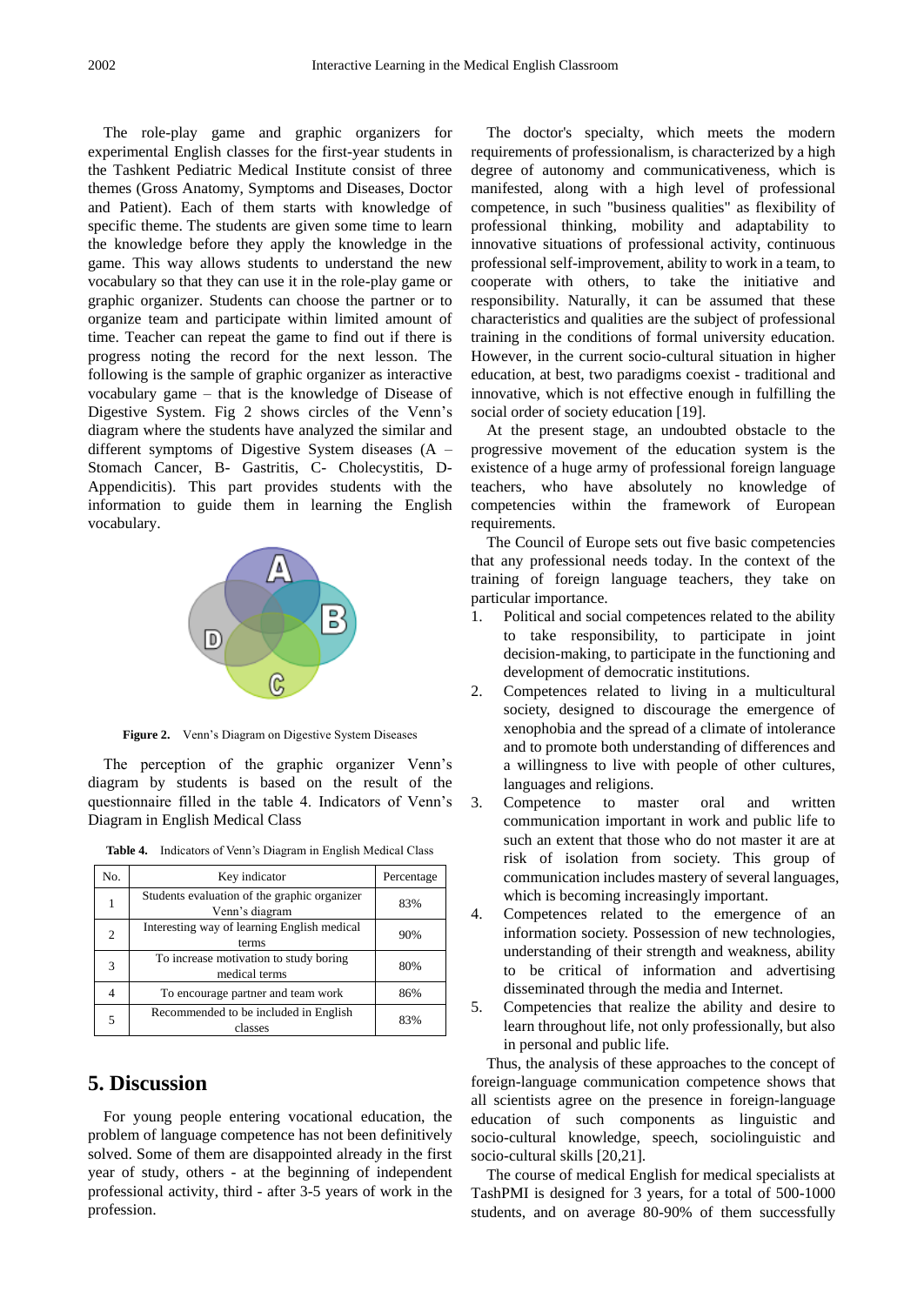The role-play game and graphic organizers for experimental English classes for the first-year students in the Tashkent Pediatric Medical Institute consist of three themes (Gross Anatomy, Symptoms and Diseases, Doctor and Patient). Each of them starts with knowledge of specific theme. The students are given some time to learn the knowledge before they apply the knowledge in the game. This way allows students to understand the new vocabulary so that they can use it in the role-play game or graphic organizer. Students can choose the partner or to organize team and participate within limited amount of time. Teacher can repeat the game to find out if there is progress noting the record for the next lesson. The following is the sample of graphic organizer as interactive vocabulary game – that is the knowledge of Disease of Digestive System. Fig 2 shows circles of the Venn's diagram where the students have analyzed the similar and different symptoms of Digestive System diseases (A – Stomach Cancer, B- Gastritis, C- Cholecystitis, D- Appendicitis). This part provides students with the information to guide them in learning the English vocabulary.

**Figure 2.** Venn's Diagram on Digestive System Diseases

The perception of the graphic organizer Venn's diagram by students is based on the result of the questionnaire filled in the table 4. Indicators of Venn's Diagram in English Medical Class

**Table 4.** Indicators of Venn's Diagram in English Medical Class

| No. | Key indicator | Percentage |
|---|---|---|
| 1 | Students evaluation of the graphic organizer Venn's diagram | 83% |
| 2 | Interesting way of learning English medical terms | 90% |
| 3 | To increase motivation to study boring medical terms | 80% |
| 4 | To encourage partner and team work | 86% |
| 5 | Recommended to be included in English classes | 83% |

## 5. Discussion

For young people entering vocational education, the problem of language competence has not been definitively solved. Some of them are disappointed already in the first year of study, others - at the beginning of independent professional activity, third - after 3-5 years of work in the profession.

The doctor's specialty, which meets the modern requirements of professionalism, is characterized by a high degree of autonomy and communicativeness, which is manifested, along with a high level of professional competence, in such "business qualities" as flexibility of professional thinking, mobility and adaptability to innovative situations of professional activity, continuous professional self-improvement, ability to work in a team, to cooperate with others, to take the initiative and responsibility. Naturally, it can be assumed that these characteristics and qualities are the subject of professional training in the conditions of formal university education. However, in the current socio-cultural situation in higher education, at best, two paradigms coexist - traditional and innovative, which is not effective enough in fulfilling the social order of society education [19].

At the present stage, an undoubted obstacle to the progressive movement of the education system is the existence of a huge army of professional foreign language teachers, who have absolutely no knowledge of competencies within the framework of European requirements.

The Council of Europe sets out five basic competencies that any professional needs today. In the context of the training of foreign language teachers, they take on particular importance.

1. Political and social competences related to the ability to take responsibility, to participate in joint decision-making, to participate in the functioning and development of democratic institutions.
2. Competences related to living in a multicultural society, designed to discourage the emergence of xenophobia and the spread of a climate of intolerance and to promote both understanding of differences and a willingness to live with people of other cultures, languages and religions.
3. Competence to master oral and written communication important in work and public life to such an extent that those who do not master it are at risk of isolation from society. This group of communication includes mastery of several languages, which is becoming increasingly important.
4. Competences related to the emergence of an information society. Possession of new technologies, understanding of their strength and weakness, ability to be critical of information and advertising disseminated through the media and Internet.
5. Competencies that realize the ability and desire to learn throughout life, not only professionally, but also in personal and public life.

Thus, the analysis of these approaches to the concept of foreign-language communication competence shows that all scientists agree on the presence in foreign-language education of such components as linguistic and socio-cultural knowledge, speech, sociolinguistic and socio-cultural skills [20,21].

The course of medical English for medical specialists at TashPMI is designed for 3 years, for a total of 500-1000 students, and on average 80-90% of them successfully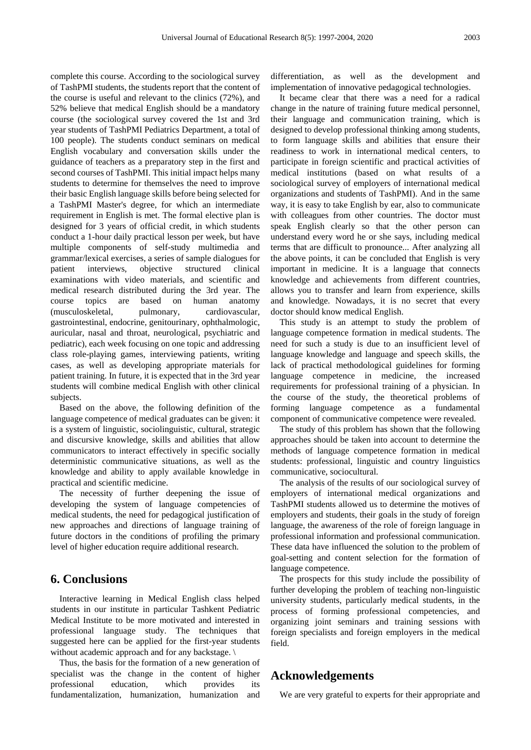complete this course. According to the sociological survey of TashPMI students, the students report that the content of the course is useful and relevant to the clinics (72%), and 52% believe that medical English should be a mandatory course (the sociological survey covered the 1st and 3rd year students of TashPMI Pediatrics Department, a total of 100 people). The students conduct seminars on medical English vocabulary and conversation skills under the guidance of teachers as a preparatory step in the first and second courses of TashPMI. This initial impact helps many students to determine for themselves the need to improve their basic English language skills before being selected for a TashPMI Master's degree, for which an intermediate requirement in English is met. The formal elective plan is designed for 3 years of official credit, in which students conduct a 1-hour daily practical lesson per week, but have multiple components of self-study multimedia and grammar/lexical exercises, a series of sample dialogues for patient interviews, objective structured clinical examinations with video materials, and scientific and medical research distributed during the 3rd year. The course topics are based on human anatomy (musculoskeletal, pulmonary, cardiovascular, gastrointestinal, endocrine, genitourinary, ophthalmologic, auricular, nasal and throat, neurological, psychiatric and pediatric), each week focusing on one topic and addressing class role-playing games, interviewing patients, writing cases, as well as developing appropriate materials for patient training. In future, it is expected that in the 3rd year students will combine medical English with other clinical subjects.

Based on the above, the following definition of the language competence of medical graduates can be given: it is a system of linguistic, sociolinguistic, cultural, strategic and discursive knowledge, skills and abilities that allow communicators to interact effectively in specific socially deterministic communicative situations, as well as the knowledge and ability to apply available knowledge in practical and scientific medicine.

The necessity of further deepening the issue of developing the system of language competencies of medical students, the need for pedagogical justification of new approaches and directions of language training of future doctors in the conditions of profiling the primary level of higher education require additional research.

## 6. Conclusions

Interactive learning in Medical English class helped students in our institute in particular Tashkent Pediatric Medical Institute to be more motivated and interested in professional language study. The techniques that suggested here can be applied for the first-year students without academic approach and for any backstage. \

Thus, the basis for the formation of a new generation of specialist was the change in the content of higher professional education, which provides its fundamentalization, humanization, humanization and differentiation, as well as the development and implementation of innovative pedagogical technologies.

It became clear that there was a need for a radical change in the nature of training future medical personnel, their language and communication training, which is designed to develop professional thinking among students, to form language skills and abilities that ensure their readiness to work in international medical centers, to participate in foreign scientific and practical activities of medical institutions (based on what results of a sociological survey of employers of international medical organizations and students of TashPMI). And in the same way, it is easy to take English by ear, also to communicate with colleagues from other countries. The doctor must speak English clearly so that the other person can understand every word he or she says, including medical terms that are difficult to pronounce... After analyzing all the above points, it can be concluded that English is very important in medicine. It is a language that connects knowledge and achievements from different countries, allows you to transfer and learn from experience, skills and knowledge. Nowadays, it is no secret that every doctor should know medical English.

This study is an attempt to study the problem of language competence formation in medical students. The need for such a study is due to an insufficient level of language knowledge and language and speech skills, the lack of practical methodological guidelines for forming language competence in medicine, the increased requirements for professional training of a physician. In the course of the study, the theoretical problems of forming language competence as a fundamental component of communicative competence were revealed.

The study of this problem has shown that the following approaches should be taken into account to determine the methods of language competence formation in medical students: professional, linguistic and country linguistics communicative, sociocultural.

The analysis of the results of our sociological survey of employers of international medical organizations and TashPMI students allowed us to determine the motives of employers and students, their goals in the study of foreign language, the awareness of the role of foreign language in professional information and professional communication. These data have influenced the solution to the problem of goal-setting and content selection for the formation of language competence.

The prospects for this study include the possibility of further developing the problem of teaching non-linguistic university students, particularly medical students, in the process of forming professional competencies, and organizing joint seminars and training sessions with foreign specialists and foreign employers in the medical field.

## Acknowledgements

We are very grateful to experts for their appropriate and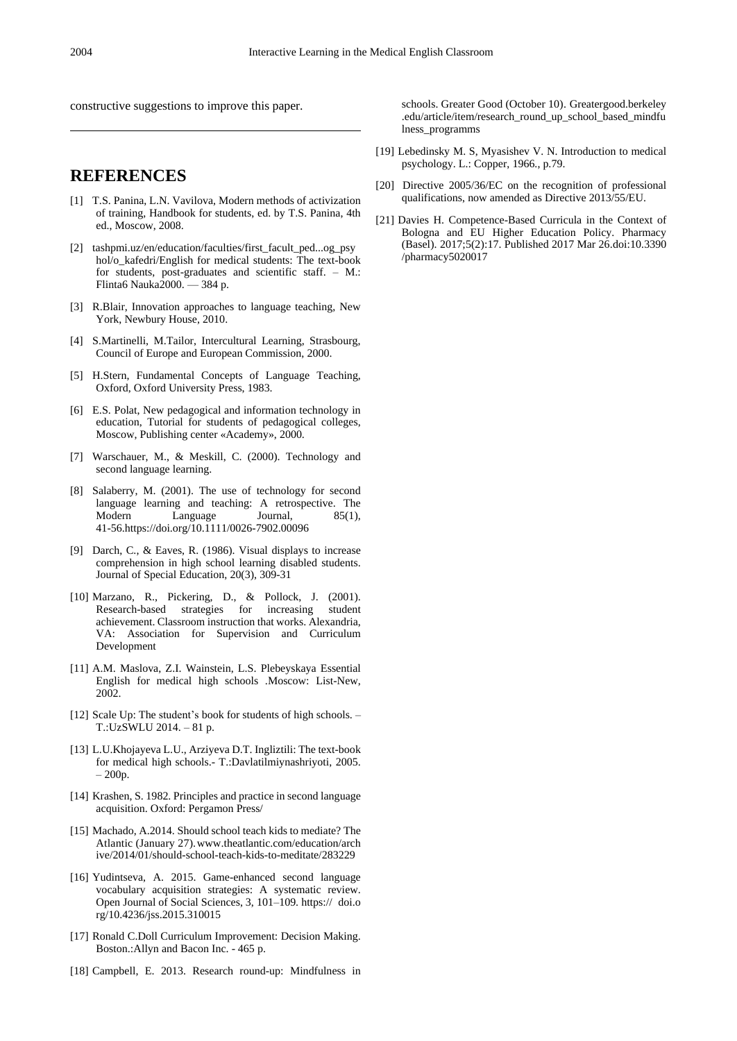constructive suggestions to improve this paper.

## REFERENCES

[1] T.S. Panina, L.N. Vavilova, Modern methods of activization of training, Handbook for students, ed. by T.S. Panina, 4th ed., Moscow, 2008.

[2] tashpmi.uz/en/education/faculties/first_facult_ped...og_psy hol/o_kafedri/English for medical students: The text-book for students, post-graduates and scientific staff. – M.: Flinta6 Nauka2000. — 384 p.

[3] R.Blair, Innovation approaches to language teaching, New York, Newbury House, 2010.

[4] S.Martinelli, M.Tailor, Intercultural Learning, Strasbourg, Council of Europe and European Commission, 2000.

[5] H.Stern, Fundamental Concepts of Language Teaching, Oxford, Oxford University Press, 1983.

[6] E.S. Polat, New pedagogical and information technology in education, Tutorial for students of pedagogical colleges, Moscow, Publishing center «Academy», 2000.

[7] Warschauer, M., & Meskill, C. (2000). Technology and second language learning.

[8] Salaberry, M. (2001). The use of technology for second language learning and teaching: A retrospective. The Modern Language Journal, 85(1), 41-56.https://doi.org/10.1111/0026-7902.00096

[9] Darch, C., & Eaves, R. (1986). Visual displays to increase comprehension in high school learning disabled students. Journal of Special Education, 20(3), 309-31

[10] Marzano, R., Pickering, D., & Pollock, J. (2001). Research-based strategies for increasing student achievement. Classroom instruction that works. Alexandria, VA: Association for Supervision and Curriculum Development

[11] A.M. Maslova, Z.I. Wainstein, L.S. Plebeyskaya Essential English for medical high schools .Moscow: List-New, 2002.

[12] Scale Up: The student's book for students of high schools. – T.:UzSWLU 2014. – 81 p.

[13] L.U.Khojayeva L.U., Arziyeva D.T. Ingliztili: The text-book for medical high schools.- T.:Davlatilmiynashriyoti, 2005. – 200p.

[14] Krashen, S. 1982. Principles and practice in second language acquisition. Oxford: Pergamon Press/

[15] Machado, A.2014. Should school teach kids to mediate? The Atlantic (January 27).www.theatlantic.com/education/archive/2014/01/should-school-teach-kids-to-meditate/283229

[16] Yudintseva, A. 2015. Game-enhanced second language vocabulary acquisition strategies: A systematic review. Open Journal of Social Sciences, 3, 101–109. https:// doi.org/10.4236/jss.2015.310015

[17] Ronald C.Doll Curriculum Improvement: Decision Making. Boston.:Allyn and Bacon Inc. - 465 p.

[18] Campbell, E. 2013. Research round-up: Mindfulness in schools. Greater Good (October 10). Greatergood.berkeley.edu/article/item/research_round_up_school_based_mindfulness_programms

[19] Lebedinsky M. S, Myasishev V. N. Introduction to medical psychology. L.: Copper, 1966., p.79.

[20] Directive 2005/36/EC on the recognition of professional qualifications, now amended as Directive 2013/55/EU.

[21] Davies H. Competence-Based Curricula in the Context of Bologna and EU Higher Education Policy. Pharmacy (Basel). 2017;5(2):17. Published 2017 Mar 26.doi:10.3390/pharmacy5020017